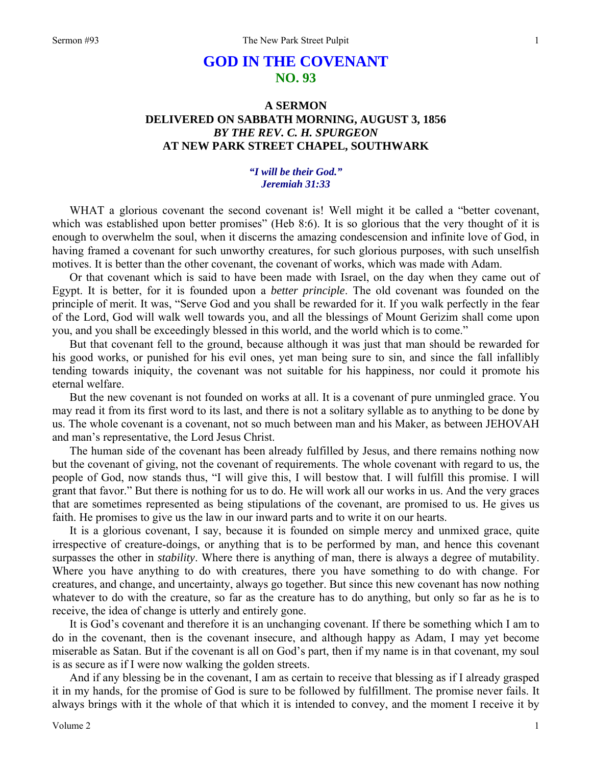# GOD IN THE COVENANT
## NO. 93

### A SERMON
### DELIVERED ON SABBATH MORNING, AUGUST 3, 1856
### *BY THE REV. C. H. SPURGEON*
### AT NEW PARK STREET CHAPEL, SOUTHWARK

***"I will be their God." Jeremiah 31:33***

WHAT a glorious covenant the second covenant is! Well might it be called a "better covenant, which was established upon better promises" (Heb 8:6). It is so glorious that the very thought of it is enough to overwhelm the soul, when it discerns the amazing condescension and infinite love of God, in having framed a covenant for such unworthy creatures, for such glorious purposes, with such unselfish motives. It is better than the other covenant, the covenant of works, which was made with Adam.

Or that covenant which is said to have been made with Israel, on the day when they came out of Egypt. It is better, for it is founded upon a *better principle*. The old covenant was founded on the principle of merit. It was, "Serve God and you shall be rewarded for it. If you walk perfectly in the fear of the Lord, God will walk well towards you, and all the blessings of Mount Gerizim shall come upon you, and you shall be exceedingly blessed in this world, and the world which is to come."

But that covenant fell to the ground, because although it was just that man should be rewarded for his good works, or punished for his evil ones, yet man being sure to sin, and since the fall infallibly tending towards iniquity, the covenant was not suitable for his happiness, nor could it promote his eternal welfare.

But the new covenant is not founded on works at all. It is a covenant of pure unmingled grace. You may read it from its first word to its last, and there is not a solitary syllable as to anything to be done by us. The whole covenant is a covenant, not so much between man and his Maker, as between JEHOVAH and man's representative, the Lord Jesus Christ.

The human side of the covenant has been already fulfilled by Jesus, and there remains nothing now but the covenant of giving, not the covenant of requirements. The whole covenant with regard to us, the people of God, now stands thus, "I will give this, I will bestow that. I will fulfill this promise. I will grant that favor." But there is nothing for us to do. He will work all our works in us. And the very graces that are sometimes represented as being stipulations of the covenant, are promised to us. He gives us faith. He promises to give us the law in our inward parts and to write it on our hearts.

It is a glorious covenant, I say, because it is founded on simple mercy and unmixed grace, quite irrespective of creature-doings, or anything that is to be performed by man, and hence this covenant surpasses the other in *stability*. Where there is anything of man, there is always a degree of mutability. Where you have anything to do with creatures, there you have something to do with change. For creatures, and change, and uncertainty, always go together. But since this new covenant has now nothing whatever to do with the creature, so far as the creature has to do anything, but only so far as he is to receive, the idea of change is utterly and entirely gone.

It is God's covenant and therefore it is an unchanging covenant. If there be something which I am to do in the covenant, then is the covenant insecure, and although happy as Adam, I may yet become miserable as Satan. But if the covenant is all on God's part, then if my name is in that covenant, my soul is as secure as if I were now walking the golden streets.

And if any blessing be in the covenant, I am as certain to receive that blessing as if I already grasped it in my hands, for the promise of God is sure to be followed by fulfillment. The promise never fails. It always brings with it the whole of that which it is intended to convey, and the moment I receive it by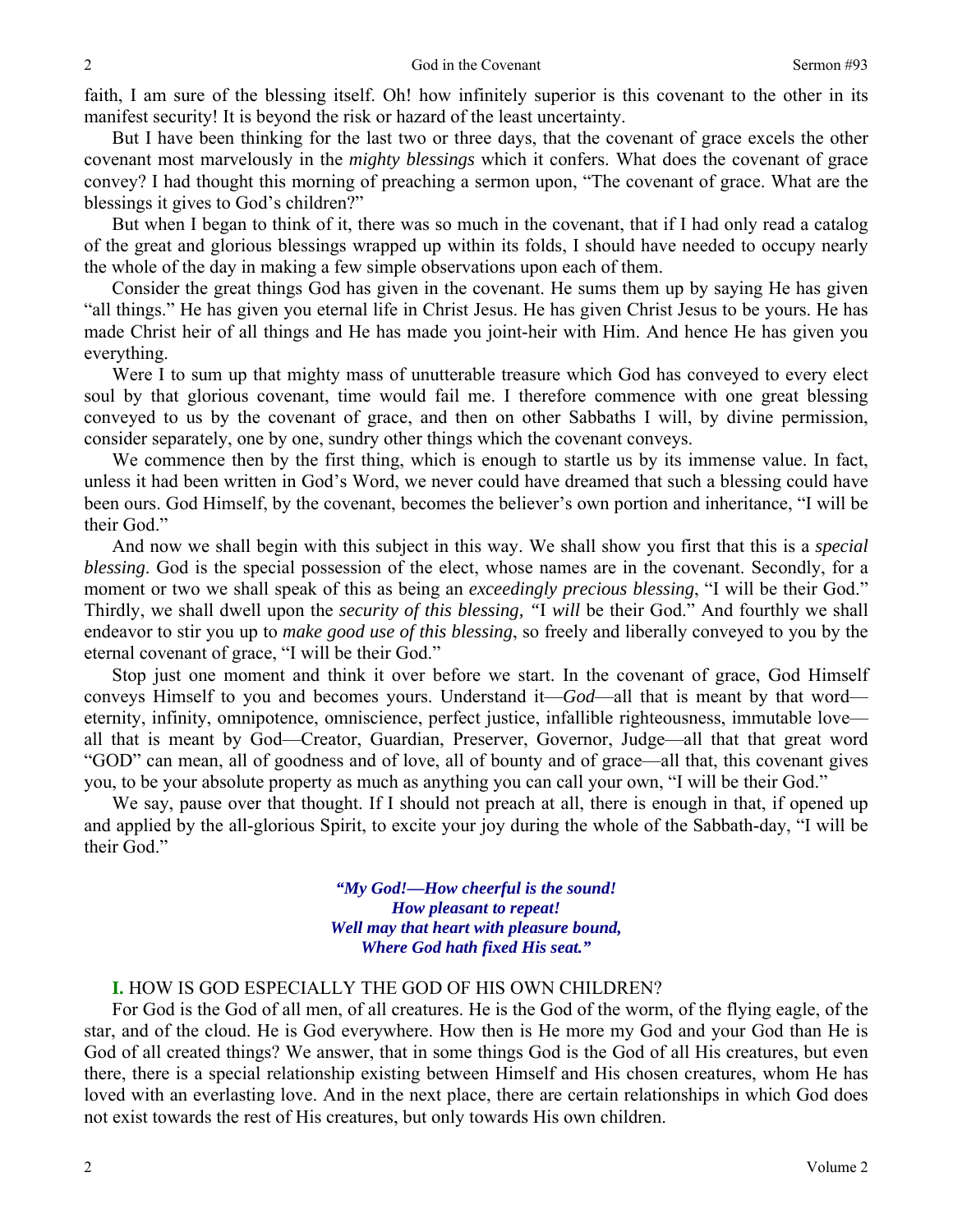faith, I am sure of the blessing itself. Oh! how infinitely superior is this covenant to the other in its manifest security! It is beyond the risk or hazard of the least uncertainty.

But I have been thinking for the last two or three days, that the covenant of grace excels the other covenant most marvelously in the *mighty blessings* which it confers. What does the covenant of grace convey? I had thought this morning of preaching a sermon upon, "The covenant of grace. What are the blessings it gives to God's children?"

But when I began to think of it, there was so much in the covenant, that if I had only read a catalog of the great and glorious blessings wrapped up within its folds, I should have needed to occupy nearly the whole of the day in making a few simple observations upon each of them.

Consider the great things God has given in the covenant. He sums them up by saying He has given "all things." He has given you eternal life in Christ Jesus. He has given Christ Jesus to be yours. He has made Christ heir of all things and He has made you joint-heir with Him. And hence He has given you everything.

Were I to sum up that mighty mass of unutterable treasure which God has conveyed to every elect soul by that glorious covenant, time would fail me. I therefore commence with one great blessing conveyed to us by the covenant of grace, and then on other Sabbaths I will, by divine permission, consider separately, one by one, sundry other things which the covenant conveys.

We commence then by the first thing, which is enough to startle us by its immense value. In fact, unless it had been written in God's Word, we never could have dreamed that such a blessing could have been ours. God Himself, by the covenant, becomes the believer's own portion and inheritance, "I will be their God."

And now we shall begin with this subject in this way. We shall show you first that this is a *special blessing*. God is the special possession of the elect, whose names are in the covenant. Secondly, for a moment or two we shall speak of this as being an *exceedingly precious blessing*, "I will be their God." Thirdly, we shall dwell upon the *security of this blessing, "*I *will* be their God." And fourthly we shall endeavor to stir you up to *make good use of this blessing*, so freely and liberally conveyed to you by the eternal covenant of grace, "I will be their God."

Stop just one moment and think it over before we start. In the covenant of grace, God Himself conveys Himself to you and becomes yours. Understand it—*God*—all that is meant by that word—eternity, infinity, omnipotence, omniscience, perfect justice, infallible righteousness, immutable love—all that is meant by God—Creator, Guardian, Preserver, Governor, Judge—all that that great word "GOD" can mean, all of goodness and of love, all of bounty and of grace—all that, this covenant gives you, to be your absolute property as much as anything you can call your own, "I will be their God."

We say, pause over that thought. If I should not preach at all, there is enough in that, if opened up and applied by the all-glorious Spirit, to excite your joy during the whole of the Sabbath-day, "I will be their God."

> ***"My God!—How cheerful is the sound!***
> ***How pleasant to repeat!***
> ***Well may that heart with pleasure bound,***
> ***Where God hath fixed His seat."***

**I.** HOW IS GOD ESPECIALLY THE GOD OF HIS OWN CHILDREN?

For God is the God of all men, of all creatures. He is the God of the worm, of the flying eagle, of the star, and of the cloud. He is God everywhere. How then is He more my God and your God than He is God of all created things? We answer, that in some things God is the God of all His creatures, but even there, there is a special relationship existing between Himself and His chosen creatures, whom He has loved with an everlasting love. And in the next place, there are certain relationships in which God does not exist towards the rest of His creatures, but only towards His own children.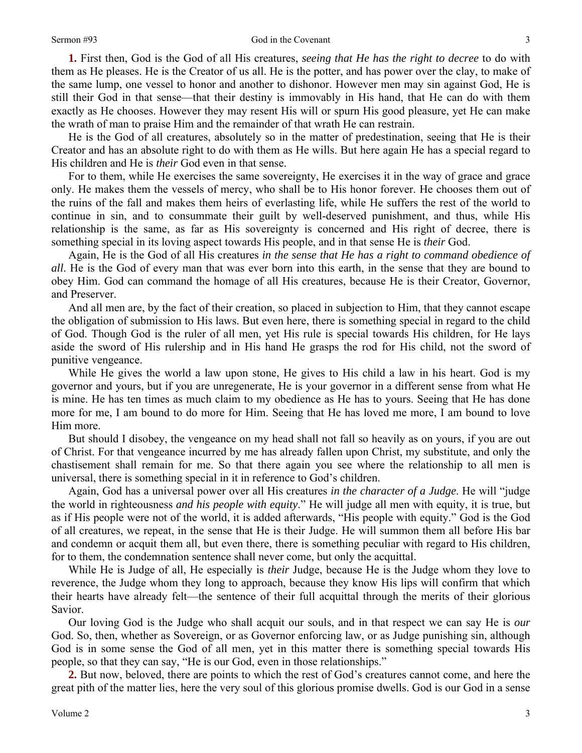**1.** First then, God is the God of all His creatures, *seeing that He has the right to decree* to do with them as He pleases. He is the Creator of us all. He is the potter, and has power over the clay, to make of the same lump, one vessel to honor and another to dishonor. However men may sin against God, He is still their God in that sense—that their destiny is immovably in His hand, that He can do with them exactly as He chooses. However they may resent His will or spurn His good pleasure, yet He can make the wrath of man to praise Him and the remainder of that wrath He can restrain.

He is the God of all creatures, absolutely so in the matter of predestination, seeing that He is their Creator and has an absolute right to do with them as He wills. But here again He has a special regard to His children and He is *their* God even in that sense.

For to them, while He exercises the same sovereignty, He exercises it in the way of grace and grace only. He makes them the vessels of mercy, who shall be to His honor forever. He chooses them out of the ruins of the fall and makes them heirs of everlasting life, while He suffers the rest of the world to continue in sin, and to consummate their guilt by well-deserved punishment, and thus, while His relationship is the same, as far as His sovereignty is concerned and His right of decree, there is something special in its loving aspect towards His people, and in that sense He is *their* God.

Again, He is the God of all His creatures *in the sense that He has a right to command obedience of all*. He is the God of every man that was ever born into this earth, in the sense that they are bound to obey Him. God can command the homage of all His creatures, because He is their Creator, Governor, and Preserver.

And all men are, by the fact of their creation, so placed in subjection to Him, that they cannot escape the obligation of submission to His laws. But even here, there is something special in regard to the child of God. Though God is the ruler of all men, yet His rule is special towards His children, for He lays aside the sword of His rulership and in His hand He grasps the rod for His child, not the sword of punitive vengeance.

While He gives the world a law upon stone, He gives to His child a law in his heart. God is my governor and yours, but if you are unregenerate, He is your governor in a different sense from what He is mine. He has ten times as much claim to my obedience as He has to yours. Seeing that He has done more for me, I am bound to do more for Him. Seeing that He has loved me more, I am bound to love Him more.

But should I disobey, the vengeance on my head shall not fall so heavily as on yours, if you are out of Christ. For that vengeance incurred by me has already fallen upon Christ, my substitute, and only the chastisement shall remain for me. So that there again you see where the relationship to all men is universal, there is something special in it in reference to God's children.

Again, God has a universal power over all His creatures *in the character of a Judge*. He will "judge the world in righteousness *and his people with equity*." He will judge all men with equity, it is true, but as if His people were not of the world, it is added afterwards, "His people with equity." God is the God of all creatures, we repeat, in the sense that He is their Judge. He will summon them all before His bar and condemn or acquit them all, but even there, there is something peculiar with regard to His children, for to them, the condemnation sentence shall never come, but only the acquittal.

While He is Judge of all, He especially is *their* Judge, because He is the Judge whom they love to reverence, the Judge whom they long to approach, because they know His lips will confirm that which their hearts have already felt—the sentence of their full acquittal through the merits of their glorious Savior.

Our loving God is the Judge who shall acquit our souls, and in that respect we can say He is *our* God. So, then, whether as Sovereign, or as Governor enforcing law, or as Judge punishing sin, although God is in some sense the God of all men, yet in this matter there is something special towards His people, so that they can say, "He is our God, even in those relationships."

**2.** But now, beloved, there are points to which the rest of God's creatures cannot come, and here the great pith of the matter lies, here the very soul of this glorious promise dwells. God is our God in a sense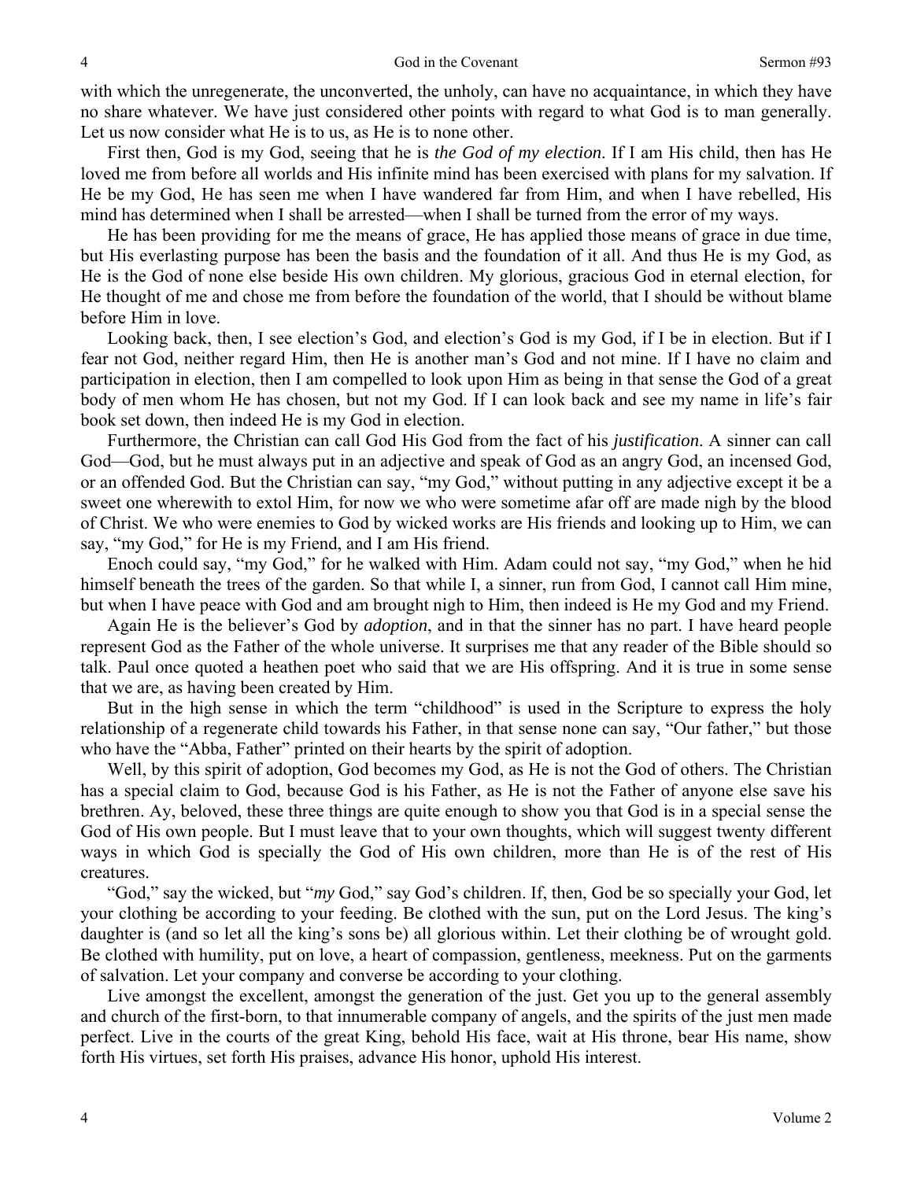with which the unregenerate, the unconverted, the unholy, can have no acquaintance, in which they have no share whatever. We have just considered other points with regard to what God is to man generally. Let us now consider what He is to us, as He is to none other.

First then, God is my God, seeing that he is *the God of my election*. If I am His child, then has He loved me from before all worlds and His infinite mind has been exercised with plans for my salvation. If He be my God, He has seen me when I have wandered far from Him, and when I have rebelled, His mind has determined when I shall be arrested—when I shall be turned from the error of my ways.

He has been providing for me the means of grace, He has applied those means of grace in due time, but His everlasting purpose has been the basis and the foundation of it all. And thus He is my God, as He is the God of none else beside His own children. My glorious, gracious God in eternal election, for He thought of me and chose me from before the foundation of the world, that I should be without blame before Him in love.

Looking back, then, I see election's God, and election's God is my God, if I be in election. But if I fear not God, neither regard Him, then He is another man's God and not mine. If I have no claim and participation in election, then I am compelled to look upon Him as being in that sense the God of a great body of men whom He has chosen, but not my God. If I can look back and see my name in life's fair book set down, then indeed He is my God in election.

Furthermore, the Christian can call God His God from the fact of his *justification*. A sinner can call God—God, but he must always put in an adjective and speak of God as an angry God, an incensed God, or an offended God. But the Christian can say, "my God," without putting in any adjective except it be a sweet one wherewith to extol Him, for now we who were sometime afar off are made nigh by the blood of Christ. We who were enemies to God by wicked works are His friends and looking up to Him, we can say, "my God," for He is my Friend, and I am His friend.

Enoch could say, "my God," for he walked with Him. Adam could not say, "my God," when he hid himself beneath the trees of the garden. So that while I, a sinner, run from God, I cannot call Him mine, but when I have peace with God and am brought nigh to Him, then indeed is He my God and my Friend.

Again He is the believer's God by *adoption*, and in that the sinner has no part. I have heard people represent God as the Father of the whole universe. It surprises me that any reader of the Bible should so talk. Paul once quoted a heathen poet who said that we are His offspring. And it is true in some sense that we are, as having been created by Him.

But in the high sense in which the term "childhood" is used in the Scripture to express the holy relationship of a regenerate child towards his Father, in that sense none can say, "Our father," but those who have the "Abba, Father" printed on their hearts by the spirit of adoption.

Well, by this spirit of adoption, God becomes my God, as He is not the God of others. The Christian has a special claim to God, because God is his Father, as He is not the Father of anyone else save his brethren. Ay, beloved, these three things are quite enough to show you that God is in a special sense the God of His own people. But I must leave that to your own thoughts, which will suggest twenty different ways in which God is specially the God of His own children, more than He is of the rest of His creatures.

"God," say the wicked, but "*my* God," say God's children. If, then, God be so specially your God, let your clothing be according to your feeding. Be clothed with the sun, put on the Lord Jesus. The king's daughter is (and so let all the king's sons be) all glorious within. Let their clothing be of wrought gold. Be clothed with humility, put on love, a heart of compassion, gentleness, meekness. Put on the garments of salvation. Let your company and converse be according to your clothing.

Live amongst the excellent, amongst the generation of the just. Get you up to the general assembly and church of the first-born, to that innumerable company of angels, and the spirits of the just men made perfect. Live in the courts of the great King, behold His face, wait at His throne, bear His name, show forth His virtues, set forth His praises, advance His honor, uphold His interest.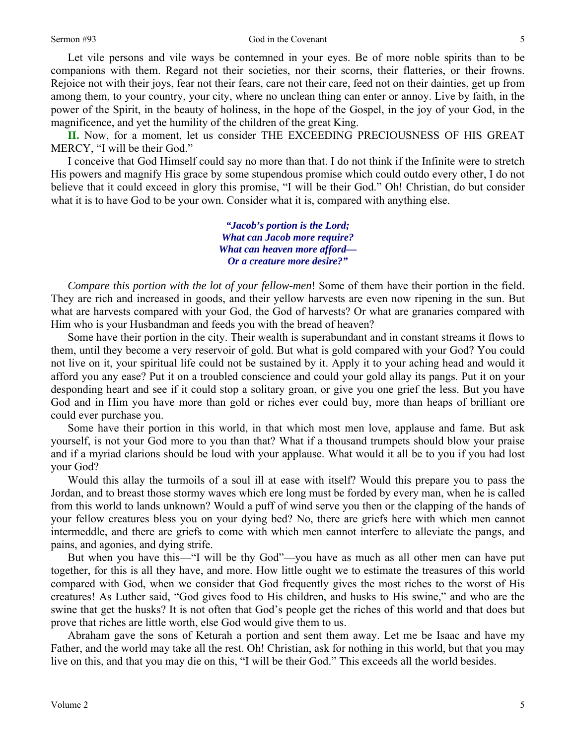Let vile persons and vile ways be contemned in your eyes. Be of more noble spirits than to be companions with them. Regard not their societies, nor their scorns, their flatteries, or their frowns. Rejoice not with their joys, fear not their fears, care not their care, feed not on their dainties, get up from among them, to your country, your city, where no unclean thing can enter or annoy. Live by faith, in the power of the Spirit, in the beauty of holiness, in the hope of the Gospel, in the joy of your God, in the magnificence, and yet the humility of the children of the great King.

**II.** Now, for a moment, let us consider THE EXCEEDING PRECIOUSNESS OF HIS GREAT MERCY, "I will be their God."

I conceive that God Himself could say no more than that. I do not think if the Infinite were to stretch His powers and magnify His grace by some stupendous promise which could outdo every other, I do not believe that it could exceed in glory this promise, "I will be their God." Oh! Christian, do but consider what it is to have God to be your own. Consider what it is, compared with anything else.

> ***"Jacob's portion is the Lord;***
> ***What can Jacob more require?***
> ***What can heaven more afford—***
> ***Or a creature more desire?"***

*Compare this portion with the lot of your fellow-men*! Some of them have their portion in the field. They are rich and increased in goods, and their yellow harvests are even now ripening in the sun. But what are harvests compared with your God, the God of harvests? Or what are granaries compared with Him who is your Husbandman and feeds you with the bread of heaven?

Some have their portion in the city. Their wealth is superabundant and in constant streams it flows to them, until they become a very reservoir of gold. But what is gold compared with your God? You could not live on it, your spiritual life could not be sustained by it. Apply it to your aching head and would it afford you any ease? Put it on a troubled conscience and could your gold allay its pangs. Put it on your desponding heart and see if it could stop a solitary groan, or give you one grief the less. But you have God and in Him you have more than gold or riches ever could buy, more than heaps of brilliant ore could ever purchase you.

Some have their portion in this world, in that which most men love, applause and fame. But ask yourself, is not your God more to you than that? What if a thousand trumpets should blow your praise and if a myriad clarions should be loud with your applause. What would it all be to you if you had lost your God?

Would this allay the turmoils of a soul ill at ease with itself? Would this prepare you to pass the Jordan, and to breast those stormy waves which ere long must be forded by every man, when he is called from this world to lands unknown? Would a puff of wind serve you then or the clapping of the hands of your fellow creatures bless you on your dying bed? No, there are griefs here with which men cannot intermeddle, and there are griefs to come with which men cannot interfere to alleviate the pangs, and pains, and agonies, and dying strife.

But when you have this—"I will be thy God"—you have as much as all other men can have put together, for this is all they have, and more. How little ought we to estimate the treasures of this world compared with God, when we consider that God frequently gives the most riches to the worst of His creatures! As Luther said, "God gives food to His children, and husks to His swine," and who are the swine that get the husks? It is not often that God's people get the riches of this world and that does but prove that riches are little worth, else God would give them to us.

Abraham gave the sons of Keturah a portion and sent them away. Let me be Isaac and have my Father, and the world may take all the rest. Oh! Christian, ask for nothing in this world, but that you may live on this, and that you may die on this, "I will be their God." This exceeds all the world besides.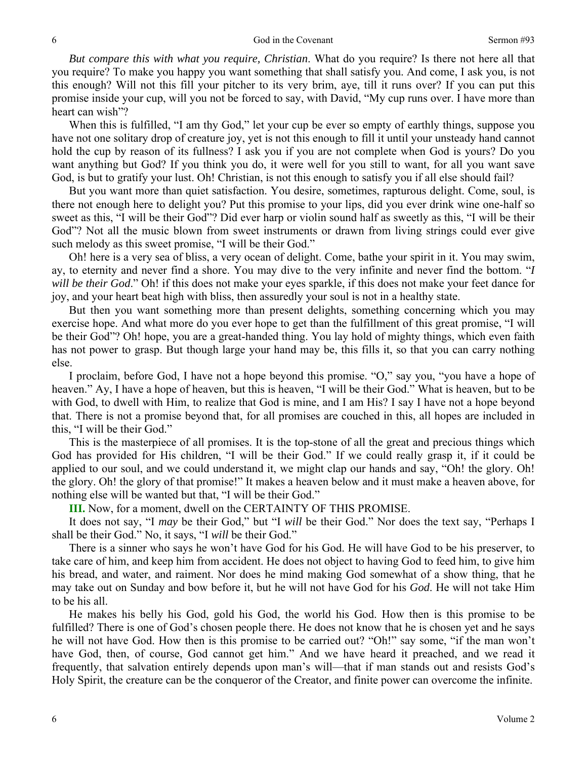*But compare this with what you require, Christian*. What do you require? Is there not here all that you require? To make you happy you want something that shall satisfy you. And come, I ask you, is not this enough? Will not this fill your pitcher to its very brim, aye, till it runs over? If you can put this promise inside your cup, will you not be forced to say, with David, "My cup runs over. I have more than heart can wish"?

When this is fulfilled, "I am thy God," let your cup be ever so empty of earthly things, suppose you have not one solitary drop of creature joy, yet is not this enough to fill it until your unsteady hand cannot hold the cup by reason of its fullness? I ask you if you are not complete when God is yours? Do you want anything but God? If you think you do, it were well for you still to want, for all you want save God, is but to gratify your lust. Oh! Christian, is not this enough to satisfy you if all else should fail?

But you want more than quiet satisfaction. You desire, sometimes, rapturous delight. Come, soul, is there not enough here to delight you? Put this promise to your lips, did you ever drink wine one-half so sweet as this, "I will be their God"? Did ever harp or violin sound half as sweetly as this, "I will be their God"? Not all the music blown from sweet instruments or drawn from living strings could ever give such melody as this sweet promise, "I will be their God."

Oh! here is a very sea of bliss, a very ocean of delight. Come, bathe your spirit in it. You may swim, ay, to eternity and never find a shore. You may dive to the very infinite and never find the bottom. "*I will be their God*." Oh! if this does not make your eyes sparkle, if this does not make your feet dance for joy, and your heart beat high with bliss, then assuredly your soul is not in a healthy state.

But then you want something more than present delights, something concerning which you may exercise hope. And what more do you ever hope to get than the fulfillment of this great promise, "I will be their God"? Oh! hope, you are a great-handed thing. You lay hold of mighty things, which even faith has not power to grasp. But though large your hand may be, this fills it, so that you can carry nothing else.

I proclaim, before God, I have not a hope beyond this promise. "O," say you, "you have a hope of heaven." Ay, I have a hope of heaven, but this is heaven, "I will be their God." What is heaven, but to be with God, to dwell with Him, to realize that God is mine, and I am His? I say I have not a hope beyond that. There is not a promise beyond that, for all promises are couched in this, all hopes are included in this, "I will be their God."

This is the masterpiece of all promises. It is the top-stone of all the great and precious things which God has provided for His children, "I will be their God." If we could really grasp it, if it could be applied to our soul, and we could understand it, we might clap our hands and say, "Oh! the glory. Oh! the glory. Oh! the glory of that promise!" It makes a heaven below and it must make a heaven above, for nothing else will be wanted but that, "I will be their God."

**III.** Now, for a moment, dwell on the CERTAINTY OF THIS PROMISE.

It does not say, "I *may* be their God," but "I *will* be their God." Nor does the text say, "Perhaps I shall be their God." No, it says, "I *will* be their God."

There is a sinner who says he won't have God for his God. He will have God to be his preserver, to take care of him, and keep him from accident. He does not object to having God to feed him, to give him his bread, and water, and raiment. Nor does he mind making God somewhat of a show thing, that he may take out on Sunday and bow before it, but he will not have God for his *God*. He will not take Him to be his all.

He makes his belly his God, gold his God, the world his God. How then is this promise to be fulfilled? There is one of God's chosen people there. He does not know that he is chosen yet and he says he will not have God. How then is this promise to be carried out? "Oh!" say some, "if the man won't have God, then, of course, God cannot get him." And we have heard it preached, and we read it frequently, that salvation entirely depends upon man's will—that if man stands out and resists God's Holy Spirit, the creature can be the conqueror of the Creator, and finite power can overcome the infinite.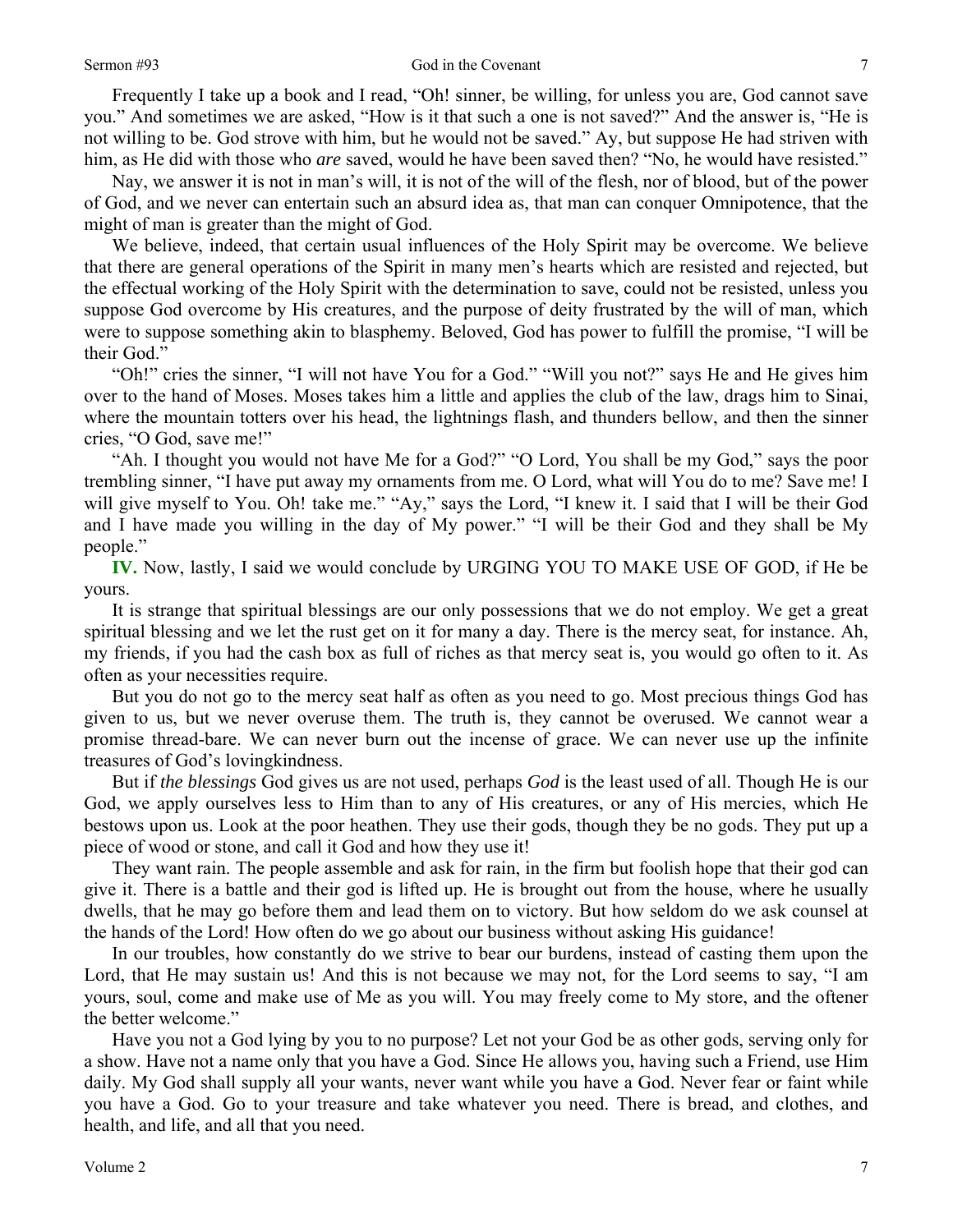Frequently I take up a book and I read, "Oh! sinner, be willing, for unless you are, God cannot save you." And sometimes we are asked, "How is it that such a one is not saved?" And the answer is, "He is not willing to be. God strove with him, but he would not be saved." Ay, but suppose He had striven with him, as He did with those who *are* saved, would he have been saved then? "No, he would have resisted."

Nay, we answer it is not in man's will, it is not of the will of the flesh, nor of blood, but of the power of God, and we never can entertain such an absurd idea as, that man can conquer Omnipotence, that the might of man is greater than the might of God.

We believe, indeed, that certain usual influences of the Holy Spirit may be overcome. We believe that there are general operations of the Spirit in many men's hearts which are resisted and rejected, but the effectual working of the Holy Spirit with the determination to save, could not be resisted, unless you suppose God overcome by His creatures, and the purpose of deity frustrated by the will of man, which were to suppose something akin to blasphemy. Beloved, God has power to fulfill the promise, "I will be their God."

"Oh!" cries the sinner, "I will not have You for a God." "Will you not?" says He and He gives him over to the hand of Moses. Moses takes him a little and applies the club of the law, drags him to Sinai, where the mountain totters over his head, the lightnings flash, and thunders bellow, and then the sinner cries, "O God, save me!"

"Ah. I thought you would not have Me for a God?" "O Lord, You shall be my God," says the poor trembling sinner, "I have put away my ornaments from me. O Lord, what will You do to me? Save me! I will give myself to You. Oh! take me." "Ay," says the Lord, "I knew it. I said that I will be their God and I have made you willing in the day of My power." "I will be their God and they shall be My people."

**IV.** Now, lastly, I said we would conclude by URGING YOU TO MAKE USE OF GOD, if He be yours.

It is strange that spiritual blessings are our only possessions that we do not employ. We get a great spiritual blessing and we let the rust get on it for many a day. There is the mercy seat, for instance. Ah, my friends, if you had the cash box as full of riches as that mercy seat is, you would go often to it. As often as your necessities require.

But you do not go to the mercy seat half as often as you need to go. Most precious things God has given to us, but we never overuse them. The truth is, they cannot be overused. We cannot wear a promise thread-bare. We can never burn out the incense of grace. We can never use up the infinite treasures of God's lovingkindness.

But if *the blessings* God gives us are not used, perhaps *God* is the least used of all. Though He is our God, we apply ourselves less to Him than to any of His creatures, or any of His mercies, which He bestows upon us. Look at the poor heathen. They use their gods, though they be no gods. They put up a piece of wood or stone, and call it God and how they use it!

They want rain. The people assemble and ask for rain, in the firm but foolish hope that their god can give it. There is a battle and their god is lifted up. He is brought out from the house, where he usually dwells, that he may go before them and lead them on to victory. But how seldom do we ask counsel at the hands of the Lord! How often do we go about our business without asking His guidance!

In our troubles, how constantly do we strive to bear our burdens, instead of casting them upon the Lord, that He may sustain us! And this is not because we may not, for the Lord seems to say, "I am yours, soul, come and make use of Me as you will. You may freely come to My store, and the oftener the better welcome."

Have you not a God lying by you to no purpose? Let not your God be as other gods, serving only for a show. Have not a name only that you have a God. Since He allows you, having such a Friend, use Him daily. My God shall supply all your wants, never want while you have a God. Never fear or faint while you have a God. Go to your treasure and take whatever you need. There is bread, and clothes, and health, and life, and all that you need.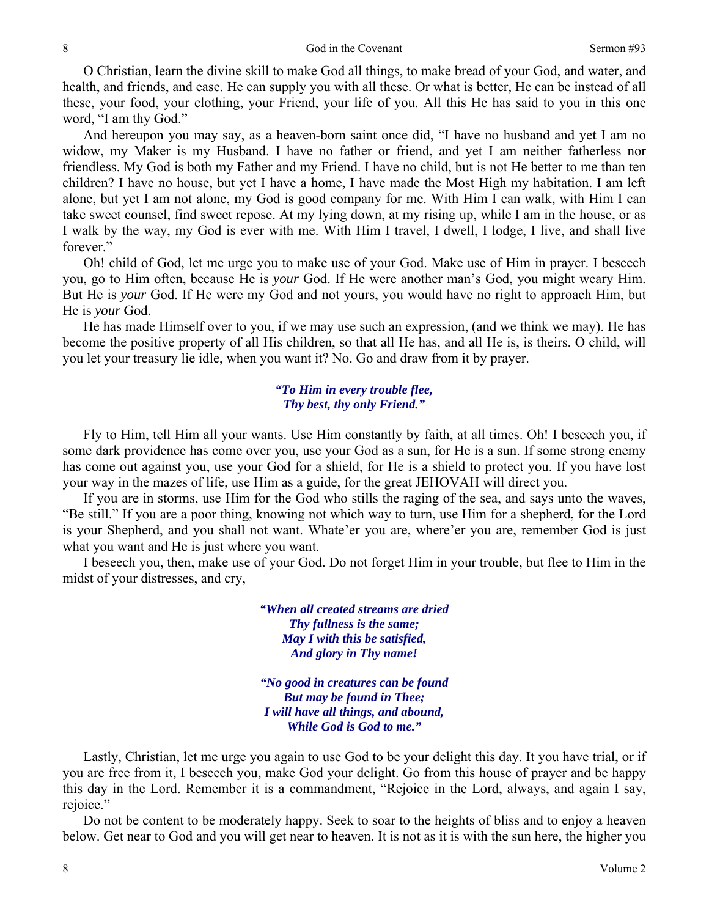O Christian, learn the divine skill to make God all things, to make bread of your God, and water, and health, and friends, and ease. He can supply you with all these. Or what is better, He can be instead of all these, your food, your clothing, your Friend, your life of you. All this He has said to you in this one word, "I am thy God."

And hereupon you may say, as a heaven-born saint once did, "I have no husband and yet I am no widow, my Maker is my Husband. I have no father or friend, and yet I am neither fatherless nor friendless. My God is both my Father and my Friend. I have no child, but is not He better to me than ten children? I have no house, but yet I have a home, I have made the Most High my habitation. I am left alone, but yet I am not alone, my God is good company for me. With Him I can walk, with Him I can take sweet counsel, find sweet repose. At my lying down, at my rising up, while I am in the house, or as I walk by the way, my God is ever with me. With Him I travel, I dwell, I lodge, I live, and shall live forever."

Oh! child of God, let me urge you to make use of your God. Make use of Him in prayer. I beseech you, go to Him often, because He is *your* God. If He were another man's God, you might weary Him. But He is *your* God. If He were my God and not yours, you would have no right to approach Him, but He is *your* God.

He has made Himself over to you, if we may use such an expression, (and we think we may). He has become the positive property of all His children, so that all He has, and all He is, is theirs. O child, will you let your treasury lie idle, when you want it? No. Go and draw from it by prayer.

> ***"To Him in every trouble flee,***
> ***Thy best, thy only Friend."***

Fly to Him, tell Him all your wants. Use Him constantly by faith, at all times. Oh! I beseech you, if some dark providence has come over you, use your God as a sun, for He is a sun. If some strong enemy has come out against you, use your God for a shield, for He is a shield to protect you. If you have lost your way in the mazes of life, use Him as a guide, for the great JEHOVAH will direct you.

If you are in storms, use Him for the God who stills the raging of the sea, and says unto the waves, "Be still." If you are a poor thing, knowing not which way to turn, use Him for a shepherd, for the Lord is your Shepherd, and you shall not want. Whate'er you are, where'er you are, remember God is just what you want and He is just where you want.

I beseech you, then, make use of your God. Do not forget Him in your trouble, but flee to Him in the midst of your distresses, and cry,

> ***"When all created streams are dried***
> ***Thy fullness is the same;***
> ***May I with this be satisfied,***
> ***And glory in Thy name!***
>
> ***"No good in creatures can be found***
> ***But may be found in Thee;***
> ***I will have all things, and abound,***
> ***While God is God to me."***

Lastly, Christian, let me urge you again to use God to be your delight this day. It you have trial, or if you are free from it, I beseech you, make God your delight. Go from this house of prayer and be happy this day in the Lord. Remember it is a commandment, "Rejoice in the Lord, always, and again I say, rejoice."

Do not be content to be moderately happy. Seek to soar to the heights of bliss and to enjoy a heaven below. Get near to God and you will get near to heaven. It is not as it is with the sun here, the higher you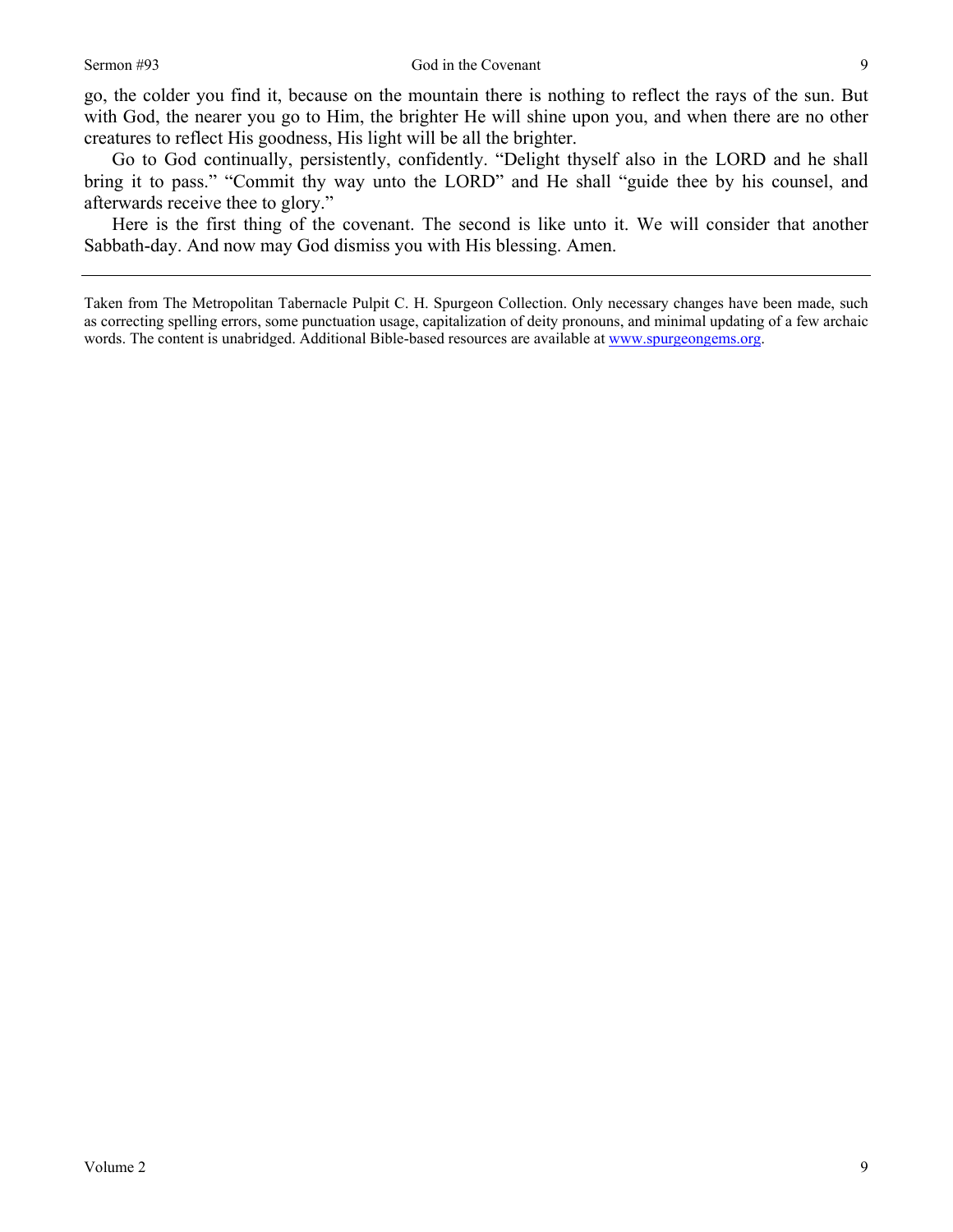go, the colder you find it, because on the mountain there is nothing to reflect the rays of the sun. But with God, the nearer you go to Him, the brighter He will shine upon you, and when there are no other creatures to reflect His goodness, His light will be all the brighter.

Go to God continually, persistently, confidently. "Delight thyself also in the LORD and he shall bring it to pass." "Commit thy way unto the LORD" and He shall "guide thee by his counsel, and afterwards receive thee to glory."

Here is the first thing of the covenant. The second is like unto it. We will consider that another Sabbath-day. And now may God dismiss you with His blessing. Amen.

---

Taken from The Metropolitan Tabernacle Pulpit C. H. Spurgeon Collection. Only necessary changes have been made, such as correcting spelling errors, some punctuation usage, capitalization of deity pronouns, and minimal updating of a few archaic words. The content is unabridged. Additional Bible-based resources are available at [www.spurgeongems.org](http://www.spurgeongems.org).